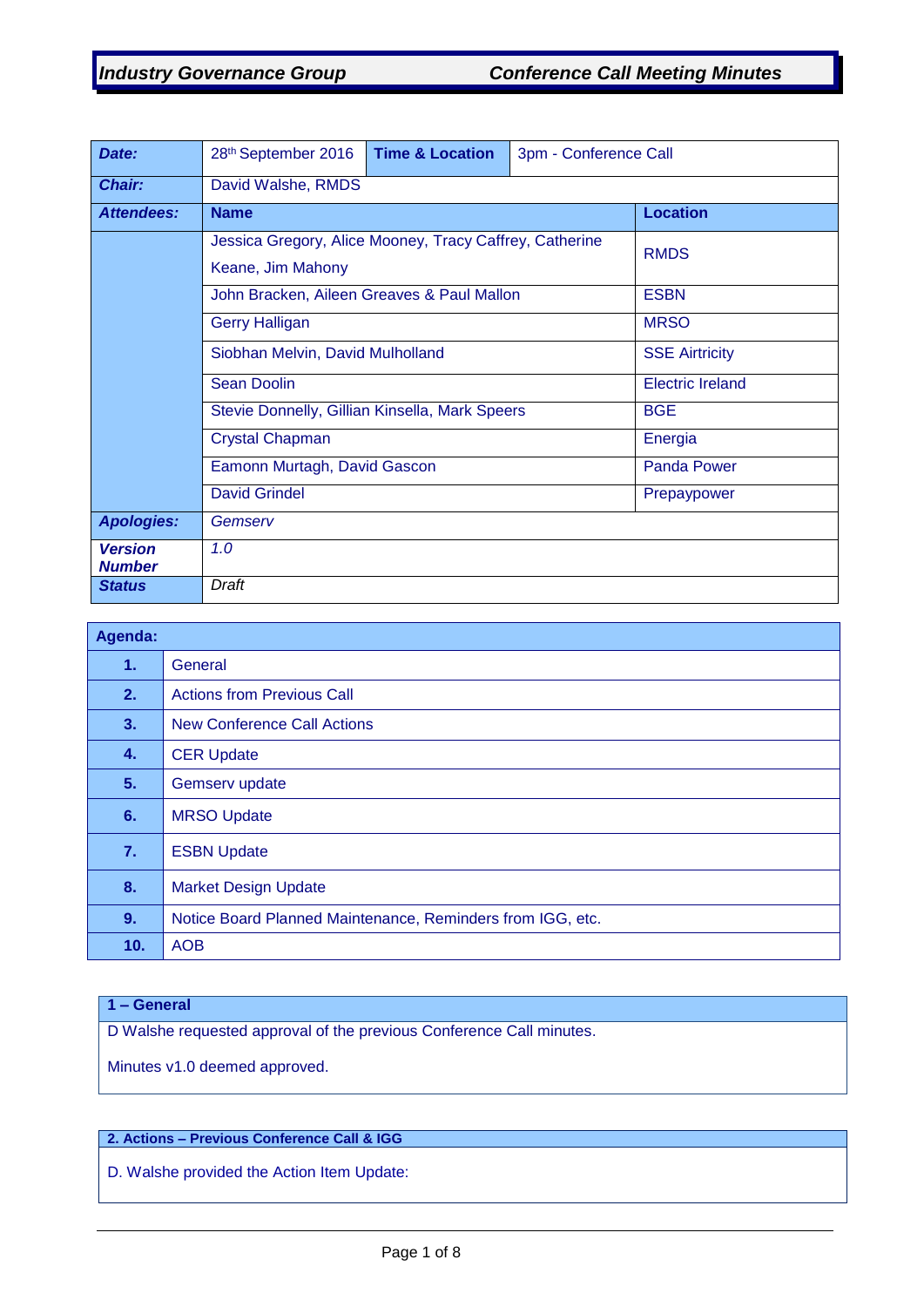# Industry Governance Group — Conference Call Meeting Minutes

| **Date:** | 28th September 2016 | **Time & Location** | 3pm - Conference Call |
|---|---|---|---|
| **Chair:** | David Walshe, RMDS | | |
| **Attendees:** | **Name** | | **Location** |
| | Jessica Gregory, Alice Mooney, Tracy Caffrey, Catherine Keane, Jim Mahony | | RMDS |
| | John Bracken, Aileen Greaves & Paul Mallon | | ESBN |
| | Gerry Halligan | | MRSO |
| | Siobhan Melvin, David Mulholland | | SSE Airtricity |
| | Sean Doolin | | Electric Ireland |
| | Stevie Donnelly, Gillian Kinsella, Mark Speers | | BGE |
| | Crystal Chapman | | Energia |
| | Eamonn Murtagh, David Gascon | | Panda Power |
| | David Grindel | | Prepaypower |
| **Apologies:** | *Gemserv* | | |
| **Version Number** | *1.0* | | |
| **Status** | *Draft* | | |

| **Agenda:** | |
|---|---|
| **1.** | General |
| **2.** | Actions from Previous Call |
| **3.** | New Conference Call Actions |
| **4.** | CER Update |
| **5.** | Gemserv update |
| **6.** | MRSO Update |
| **7.** | ESBN Update |
| **8.** | Market Design Update |
| **9.** | Notice Board Planned Maintenance, Reminders from IGG, etc. |
| **10.** | AOB |

## 1 – General

D Walshe requested approval of the previous Conference Call minutes.

Minutes v1.0 deemed approved.

## 2. Actions – Previous Conference Call & IGG

D. Walshe provided the Action Item Update: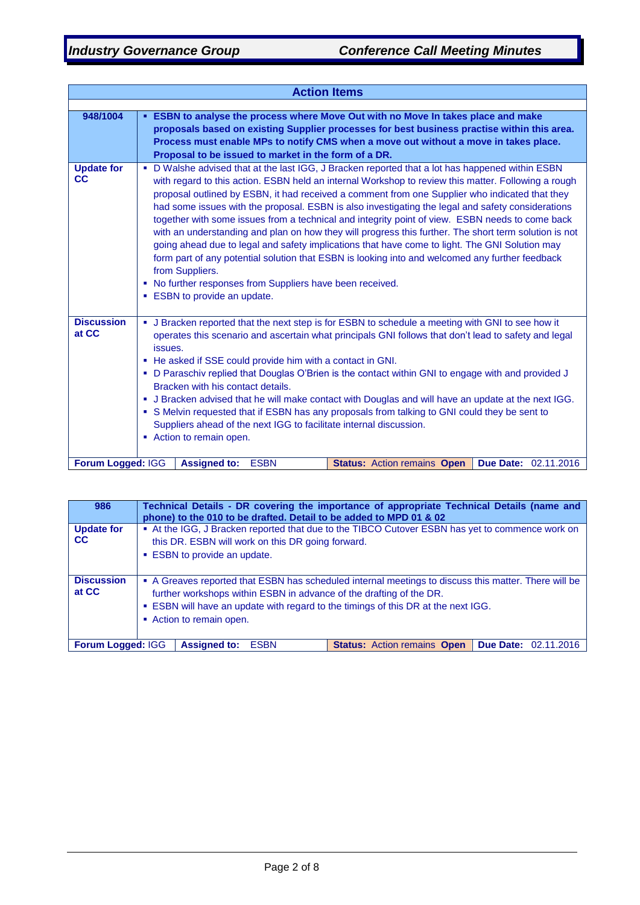## Action Items

| 948/1004 | ▪ **ESBN to analyse the process where Move Out with no Move In takes place and make proposals based on existing Supplier processes for best business practise within this area. Process must enable MPs to notify CMS when a move out without a move in takes place. Proposal to be issued to market in the form of a DR.** |
|---|---|
| **Update for CC** | ▪ D Walshe advised that at the last IGG, J Bracken reported that a lot has happened within ESBN with regard to this action. ESBN held an internal Workshop to review this matter. Following a rough proposal outlined by ESBN, it had received a comment from one Supplier who indicated that they had some issues with the proposal. ESBN is also investigating the legal and safety considerations together with some issues from a technical and integrity point of view. ESBN needs to come back with an understanding and plan on how they will progress this further. The short term solution is not going ahead due to legal and safety implications that have come to light. The GNI Solution may form part of any potential solution that ESBN is looking into and welcomed any further feedback from Suppliers.<br>▪ No further responses from Suppliers have been received.<br>▪ ESBN to provide an update. |
| **Discussion at CC** | ▪ J Bracken reported that the next step is for ESBN to schedule a meeting with GNI to see how it operates this scenario and ascertain what principals GNI follows that don't lead to safety and legal issues.<br>▪ He asked if SSE could provide him with a contact in GNI.<br>▪ D Paraschiv replied that Douglas O'Brien is the contact within GNI to engage with and provided J Bracken with his contact details.<br>▪ J Bracken advised that he will make contact with Douglas and will have an update at the next IGG.<br>▪ S Melvin requested that if ESBN has any proposals from talking to GNI could they be sent to Suppliers ahead of the next IGG to facilitate internal discussion.<br>▪ Action to remain open. |
| **Forum Logged:** IGG | **Assigned to:** ESBN &#124; **Status:** Action remains **Open** &#124; **Due Date:** 02.11.2016 |

| 986 | **Technical Details - DR covering the importance of appropriate Technical Details (name and phone) to the 010 to be drafted. Detail to be added to MPD 01 & 02** |
|---|---|
| **Update for CC** | ▪ At the IGG, J Bracken reported that due to the TIBCO Cutover ESBN has yet to commence work on this DR. ESBN will work on this DR going forward.<br>▪ ESBN to provide an update. |
| **Discussion at CC** | ▪ A Greaves reported that ESBN has scheduled internal meetings to discuss this matter. There will be further workshops within ESBN in advance of the drafting of the DR.<br>▪ ESBN will have an update with regard to the timings of this DR at the next IGG.<br>▪ Action to remain open. |
| **Forum Logged:** IGG | **Assigned to:** ESBN &#124; **Status:** Action remains **Open** &#124; **Due Date:** 02.11.2016 |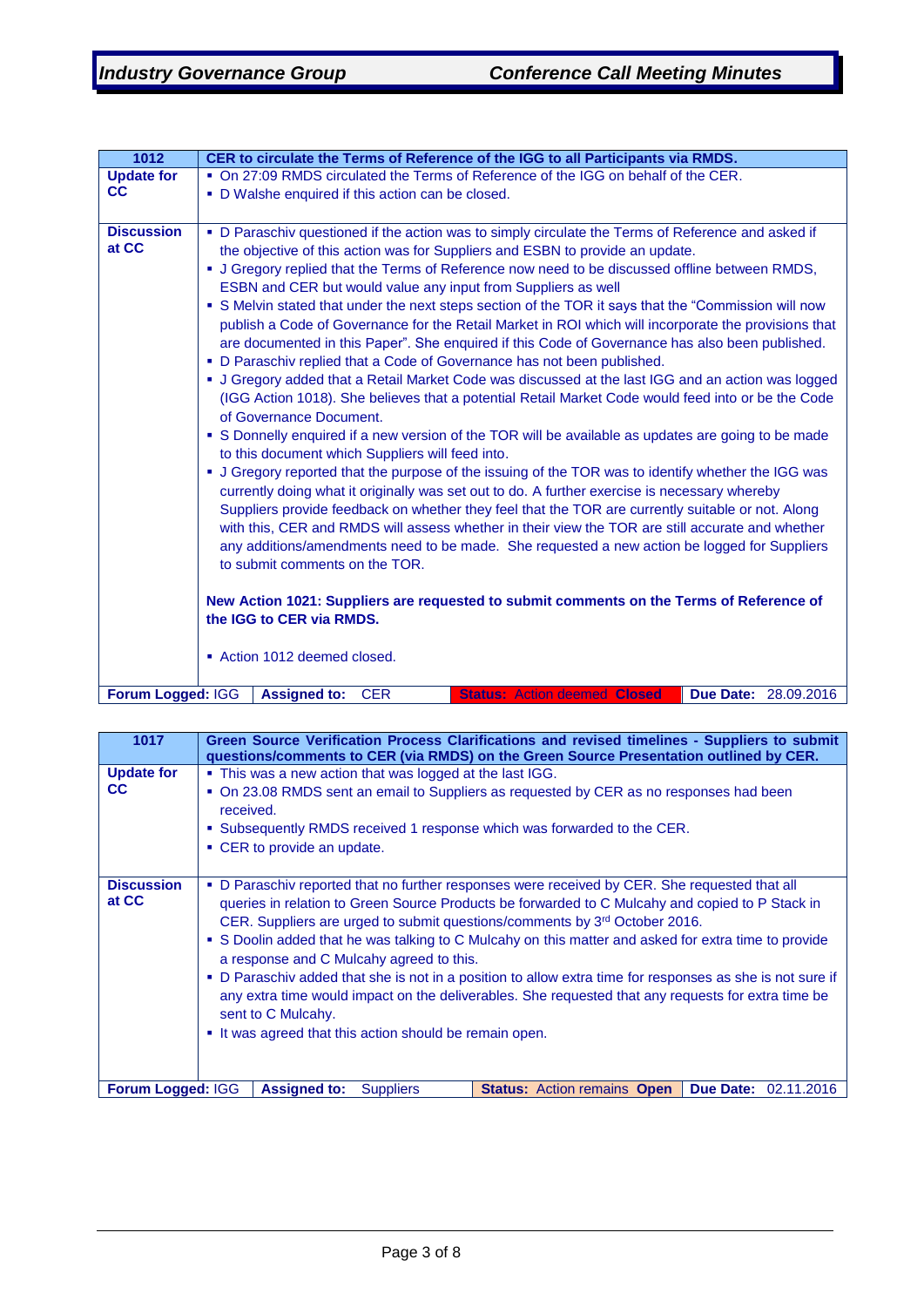| 1012 | CER to circulate the Terms of Reference of the IGG to all Participants via RMDS. | | | |
|---|---|---|---|---|
| **Update for CC** | ▪ On 27:09 RMDS circulated the Terms of Reference of the IGG on behalf of the CER.<br>▪ D Walshe enquired if this action can be closed. | | | |
| **Discussion at CC** | ▪ D Paraschiv questioned if the action was to simply circulate the Terms of Reference and asked if the objective of this action was for Suppliers and ESBN to provide an update.<br>▪ J Gregory replied that the Terms of Reference now need to be discussed offline between RMDS, ESBN and CER but would value any input from Suppliers as well<br>▪ S Melvin stated that under the next steps section of the TOR it says that the "Commission will now publish a Code of Governance for the Retail Market in ROI which will incorporate the provisions that are documented in this Paper". She enquired if this Code of Governance has also been published.<br>▪ D Paraschiv replied that a Code of Governance has not been published.<br>▪ J Gregory added that a Retail Market Code was discussed at the last IGG and an action was logged (IGG Action 1018). She believes that a potential Retail Market Code would feed into or be the Code of Governance Document.<br>▪ S Donnelly enquired if a new version of the TOR will be available as updates are going to be made to this document which Suppliers will feed into.<br>▪ J Gregory reported that the purpose of the issuing of the TOR was to identify whether the IGG was currently doing what it originally was set out to do. A further exercise is necessary whereby Suppliers provide feedback on whether they feel that the TOR are currently suitable or not. Along with this, CER and RMDS will assess whether in their view the TOR are still accurate and whether any additions/amendments need to be made. She requested a new action be logged for Suppliers to submit comments on the TOR.<br><br>**New Action 1021: Suppliers are requested to submit comments on the Terms of Reference of the IGG to CER via RMDS.**<br><br>▪ Action 1012 deemed closed. | | | |
| **Forum Logged:** IGG | **Assigned to:** CER | | **Status:** Action deemed **Closed** | **Due Date:** 28.09.2016 |

| 1017 | Green Source Verification Process Clarifications and revised timelines - Suppliers to submit questions/comments to CER (via RMDS) on the Green Source Presentation outlined by CER. | | | |
|---|---|---|---|---|
| **Update for CC** | ▪ This was a new action that was logged at the last IGG.<br>▪ On 23.08 RMDS sent an email to Suppliers as requested by CER as no responses had been received.<br>▪ Subsequently RMDS received 1 response which was forwarded to the CER.<br>▪ CER to provide an update. | | | |
| **Discussion at CC** | ▪ D Paraschiv reported that no further responses were received by CER. She requested that all queries in relation to Green Source Products be forwarded to C Mulcahy and copied to P Stack in CER. Suppliers are urged to submit questions/comments by 3rd October 2016.<br>▪ S Doolin added that he was talking to C Mulcahy on this matter and asked for extra time to provide a response and C Mulcahy agreed to this.<br>▪ D Paraschiv added that she is not in a position to allow extra time for responses as she is not sure if any extra time would impact on the deliverables. She requested that any requests for extra time be sent to C Mulcahy.<br>▪ It was agreed that this action should be remain open. | | | |
| **Forum Logged:** IGG | **Assigned to:** Suppliers | | **Status:** Action remains **Open** | **Due Date:** 02.11.2016 |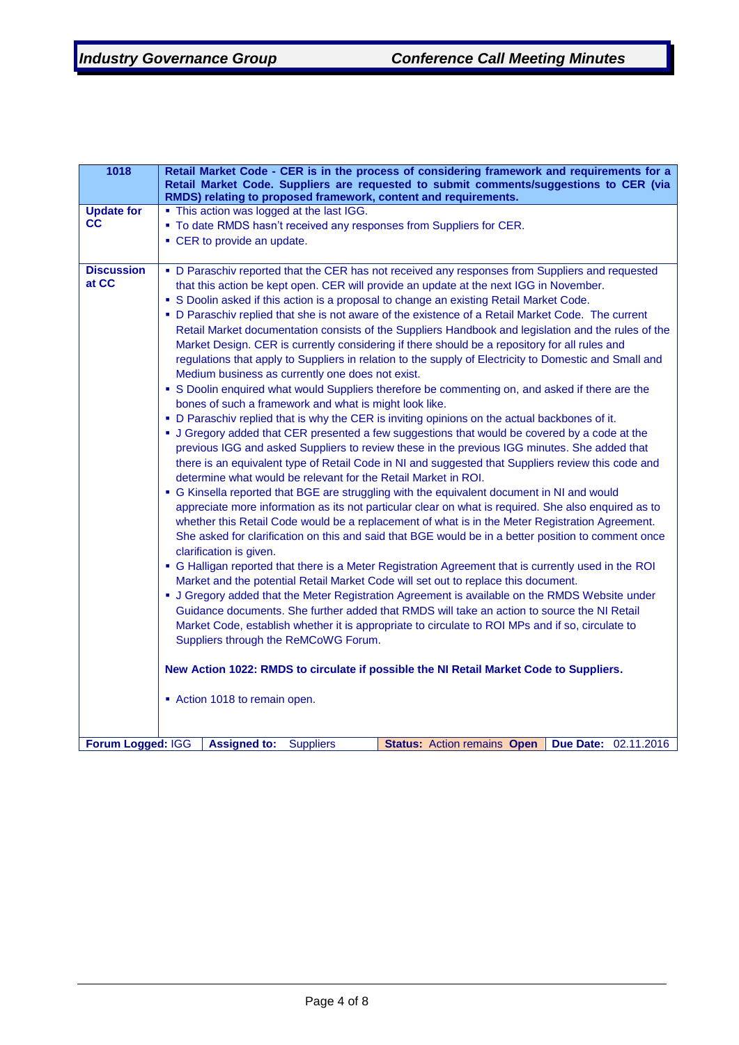| 1018 | **Retail Market Code - CER is in the process of considering framework and requirements for a Retail Market Code. Suppliers are requested to submit comments/suggestions to CER (via RMDS) relating to proposed framework, content and requirements.** |
|---|---|
| **Update for CC** | ▪ This action was logged at the last IGG.<br>▪ To date RMDS hasn't received any responses from Suppliers for CER.<br>▪ CER to provide an update. |
| **Discussion at CC** | ▪ D Paraschiv reported that the CER has not received any responses from Suppliers and requested that this action be kept open. CER will provide an update at the next IGG in November.<br>▪ S Doolin asked if this action is a proposal to change an existing Retail Market Code.<br>▪ D Paraschiv replied that she is not aware of the existence of a Retail Market Code. The current Retail Market documentation consists of the Suppliers Handbook and legislation and the rules of the Market Design. CER is currently considering if there should be a repository for all rules and regulations that apply to Suppliers in relation to the supply of Electricity to Domestic and Small and Medium business as currently one does not exist.<br>▪ S Doolin enquired what would Suppliers therefore be commenting on, and asked if there are the bones of such a framework and what is might look like.<br>▪ D Paraschiv replied that is why the CER is inviting opinions on the actual backbones of it.<br>▪ J Gregory added that CER presented a few suggestions that would be covered by a code at the previous IGG and asked Suppliers to review these in the previous IGG minutes. She added that there is an equivalent type of Retail Code in NI and suggested that Suppliers review this code and determine what would be relevant for the Retail Market in ROI.<br>▪ G Kinsella reported that BGE are struggling with the equivalent document in NI and would appreciate more information as its not particular clear on what is required. She also enquired as to whether this Retail Code would be a replacement of what is in the Meter Registration Agreement. She asked for clarification on this and said that BGE would be in a better position to comment once clarification is given.<br>▪ G Halligan reported that there is a Meter Registration Agreement that is currently used in the ROI Market and the potential Retail Market Code will set out to replace this document.<br>▪ J Gregory added that the Meter Registration Agreement is available on the RMDS Website under Guidance documents. She further added that RMDS will take an action to source the NI Retail Market Code, establish whether it is appropriate to circulate to ROI MPs and if so, circulate to Suppliers through the ReMCoWG Forum.<br><br>**New Action 1022: RMDS to circulate if possible the NI Retail Market Code to Suppliers.**<br><br>▪ Action 1018 to remain open. |
| **Forum Logged:** IGG | **Assigned to:** Suppliers \| **Status:** Action remains **Open** \| **Due Date:** 02.11.2016 |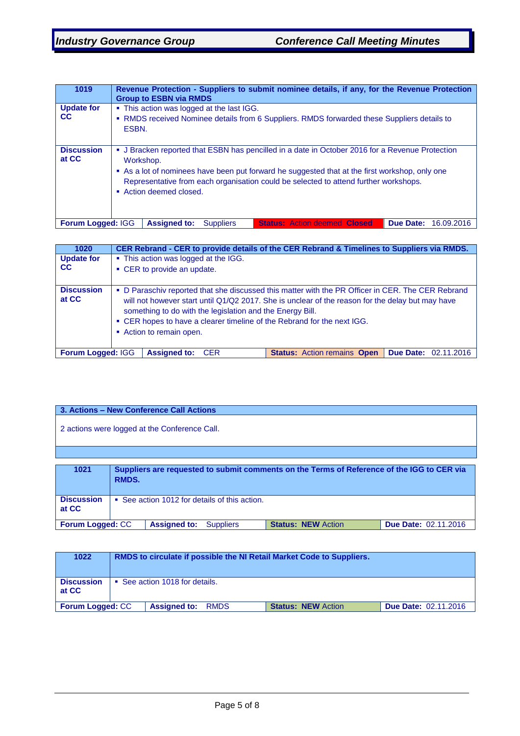| 1019 | Revenue Protection - Suppliers to submit nominee details, if any, for the Revenue Protection Group to ESBN via RMDS | | |
|---|---|---|---|
| **Update for CC** | ▪ This action was logged at the last IGG.<br>▪ RMDS received Nominee details from 6 Suppliers. RMDS forwarded these Suppliers details to ESBN. | | |
| **Discussion at CC** | ▪ J Bracken reported that ESBN has pencilled in a date in October 2016 for a Revenue Protection Workshop.<br>▪ As a lot of nominees have been put forward he suggested that at the first workshop, only one Representative from each organisation could be selected to attend further workshops.<br>▪ Action deemed closed. | | |
| **Forum Logged:** IGG | **Assigned to:** Suppliers | **Status:** Action deemed **Closed** | **Due Date:** 16.09.2016 |

| 1020 | CER Rebrand - CER to provide details of the CER Rebrand & Timelines to Suppliers via RMDS. | | |
|---|---|---|---|
| **Update for CC** | ▪ This action was logged at the IGG.<br>▪ CER to provide an update. | | |
| **Discussion at CC** | ▪ D Paraschiv reported that she discussed this matter with the PR Officer in CER. The CER Rebrand will not however start until Q1/Q2 2017. She is unclear of the reason for the delay but may have something to do with the legislation and the Energy Bill.<br>▪ CER hopes to have a clearer timeline of the Rebrand for the next IGG.<br>▪ Action to remain open. | | |
| **Forum Logged:** IGG | **Assigned to:** CER | **Status:** Action remains **Open** | **Due Date:** 02.11.2016 |

## 3. Actions – New Conference Call Actions

2 actions were logged at the Conference Call.

| 1021 | Suppliers are requested to submit comments on the Terms of Reference of the IGG to CER via RMDS. | | |
|---|---|---|---|
| **Discussion at CC** | ▪ See action 1012 for details of this action. | | |
| **Forum Logged:** CC | **Assigned to:** Suppliers | **Status: NEW** Action | **Due Date:** 02.11.2016 |

| 1022 | RMDS to circulate if possible the NI Retail Market Code to Suppliers. | | |
|---|---|---|---|
| **Discussion at CC** | ▪ See action 1018 for details. | | |
| **Forum Logged:** CC | **Assigned to:** RMDS | **Status: NEW** Action | **Due Date:** 02.11.2016 |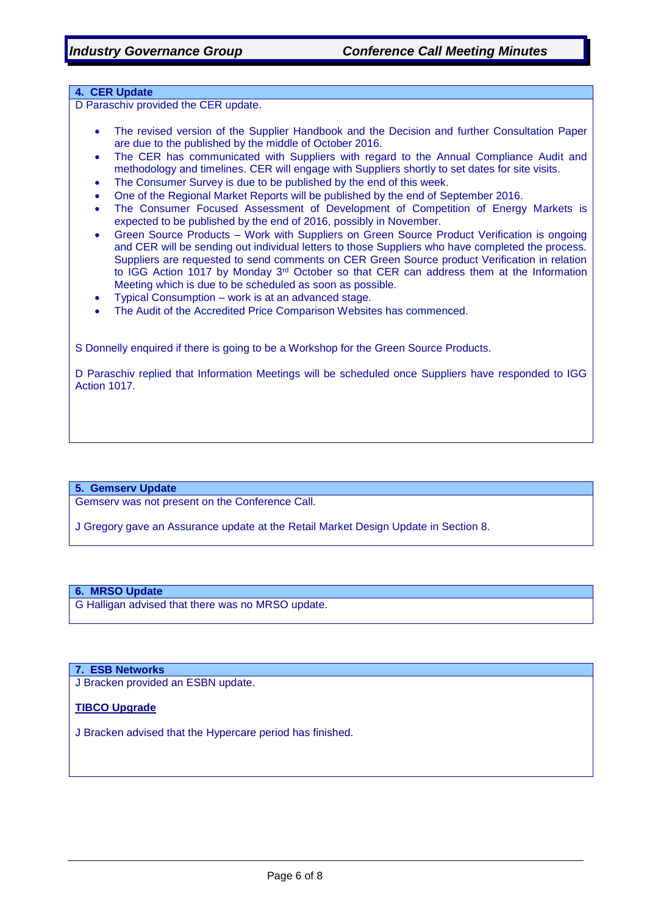## 4. CER Update

D Paraschiv provided the CER update.

- The revised version of the Supplier Handbook and the Decision and further Consultation Paper are due to the published by the middle of October 2016.
- The CER has communicated with Suppliers with regard to the Annual Compliance Audit and methodology and timelines. CER will engage with Suppliers shortly to set dates for site visits.
- The Consumer Survey is due to be published by the end of this week.
- One of the Regional Market Reports will be published by the end of September 2016.
- The Consumer Focused Assessment of Development of Competition of Energy Markets is expected to be published by the end of 2016, possibly in November.
- Green Source Products – Work with Suppliers on Green Source Product Verification is ongoing and CER will be sending out individual letters to those Suppliers who have completed the process. Suppliers are requested to send comments on CER Green Source product Verification in relation to IGG Action 1017 by Monday 3rd October so that CER can address them at the Information Meeting which is due to be scheduled as soon as possible.
- Typical Consumption – work is at an advanced stage.
- The Audit of the Accredited Price Comparison Websites has commenced.

S Donnelly enquired if there is going to be a Workshop for the Green Source Products.

D Paraschiv replied that Information Meetings will be scheduled once Suppliers have responded to IGG Action 1017.

## 5. Gemserv Update

Gemserv was not present on the Conference Call.

J Gregory gave an Assurance update at the Retail Market Design Update in Section 8.

## 6. MRSO Update

G Halligan advised that there was no MRSO update.

## 7. ESB Networks

J Bracken provided an ESBN update.

**TIBCO Upgrade**

J Bracken advised that the Hypercare period has finished.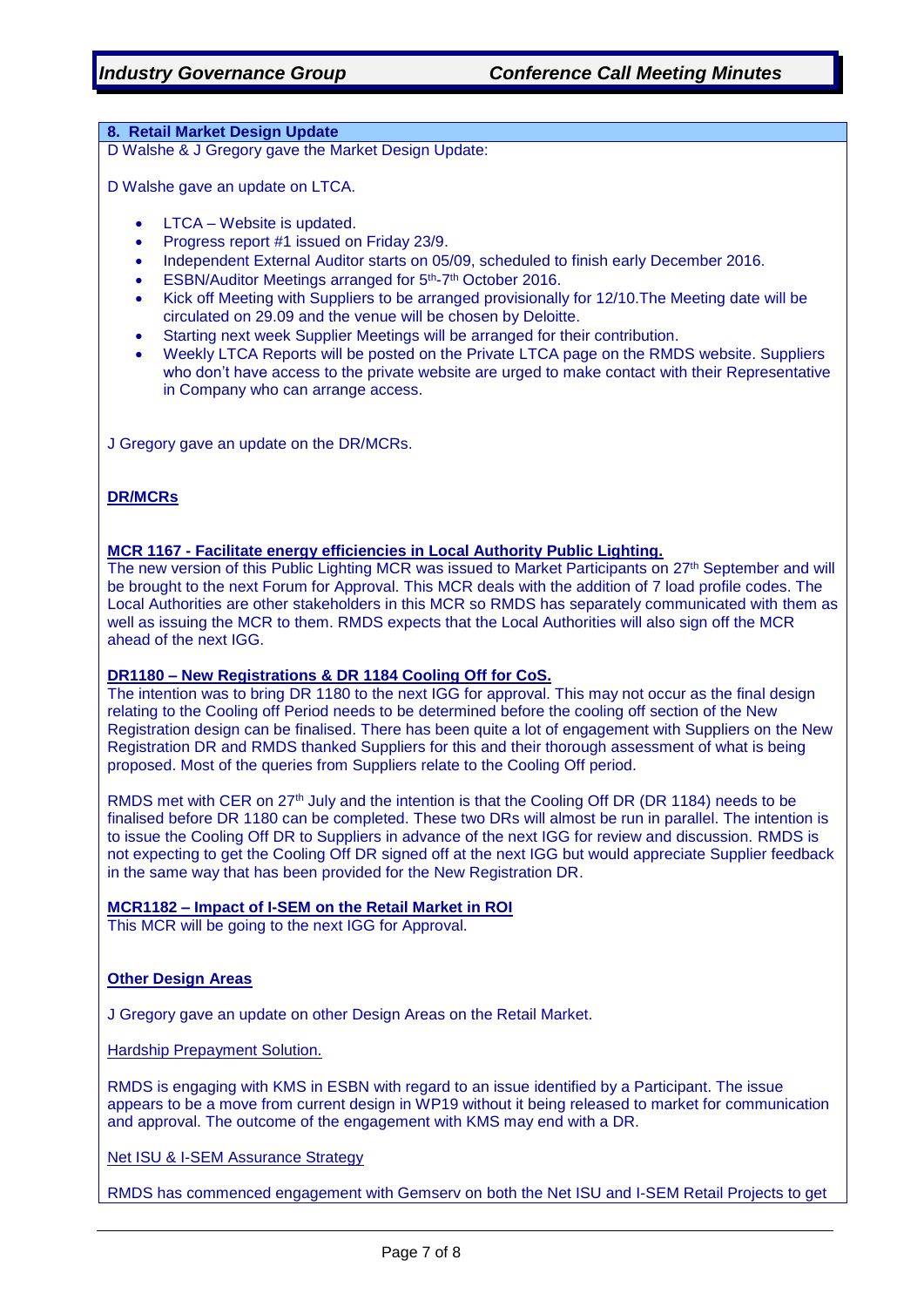## 8. Retail Market Design Update

D Walshe & J Gregory gave the Market Design Update:

D Walshe gave an update on LTCA.

- LTCA – Website is updated.
- Progress report #1 issued on Friday 23/9.
- Independent External Auditor starts on 05/09, scheduled to finish early December 2016.
- ESBN/Auditor Meetings arranged for 5th-7th October 2016.
- Kick off Meeting with Suppliers to be arranged provisionally for 12/10.The Meeting date will be circulated on 29.09 and the venue will be chosen by Deloitte.
- Starting next week Supplier Meetings will be arranged for their contribution.
- Weekly LTCA Reports will be posted on the Private LTCA page on the RMDS website. Suppliers who don't have access to the private website are urged to make contact with their Representative in Company who can arrange access.

J Gregory gave an update on the DR/MCRs.

**DR/MCRs**

**MCR 1167 - Facilitate energy efficiencies in Local Authority Public Lighting.**

The new version of this Public Lighting MCR was issued to Market Participants on 27th September and will be brought to the next Forum for Approval. This MCR deals with the addition of 7 load profile codes. The Local Authorities are other stakeholders in this MCR so RMDS has separately communicated with them as well as issuing the MCR to them. RMDS expects that the Local Authorities will also sign off the MCR ahead of the next IGG.

**DR1180 – New Registrations & DR 1184 Cooling Off for CoS.**

The intention was to bring DR 1180 to the next IGG for approval. This may not occur as the final design relating to the Cooling off Period needs to be determined before the cooling off section of the New Registration design can be finalised. There has been quite a lot of engagement with Suppliers on the New Registration DR and RMDS thanked Suppliers for this and their thorough assessment of what is being proposed. Most of the queries from Suppliers relate to the Cooling Off period.

RMDS met with CER on 27th July and the intention is that the Cooling Off DR (DR 1184) needs to be finalised before DR 1180 can be completed. These two DRs will almost be run in parallel. The intention is to issue the Cooling Off DR to Suppliers in advance of the next IGG for review and discussion. RMDS is not expecting to get the Cooling Off DR signed off at the next IGG but would appreciate Supplier feedback in the same way that has been provided for the New Registration DR.

**MCR1182 – Impact of I-SEM on the Retail Market in ROI**

This MCR will be going to the next IGG for Approval.

**Other Design Areas**

J Gregory gave an update on other Design Areas on the Retail Market.

Hardship Prepayment Solution.

RMDS is engaging with KMS in ESBN with regard to an issue identified by a Participant. The issue appears to be a move from current design in WP19 without it being released to market for communication and approval. The outcome of the engagement with KMS may end with a DR.

Net ISU & I-SEM Assurance Strategy

RMDS has commenced engagement with Gemserv on both the Net ISU and I-SEM Retail Projects to get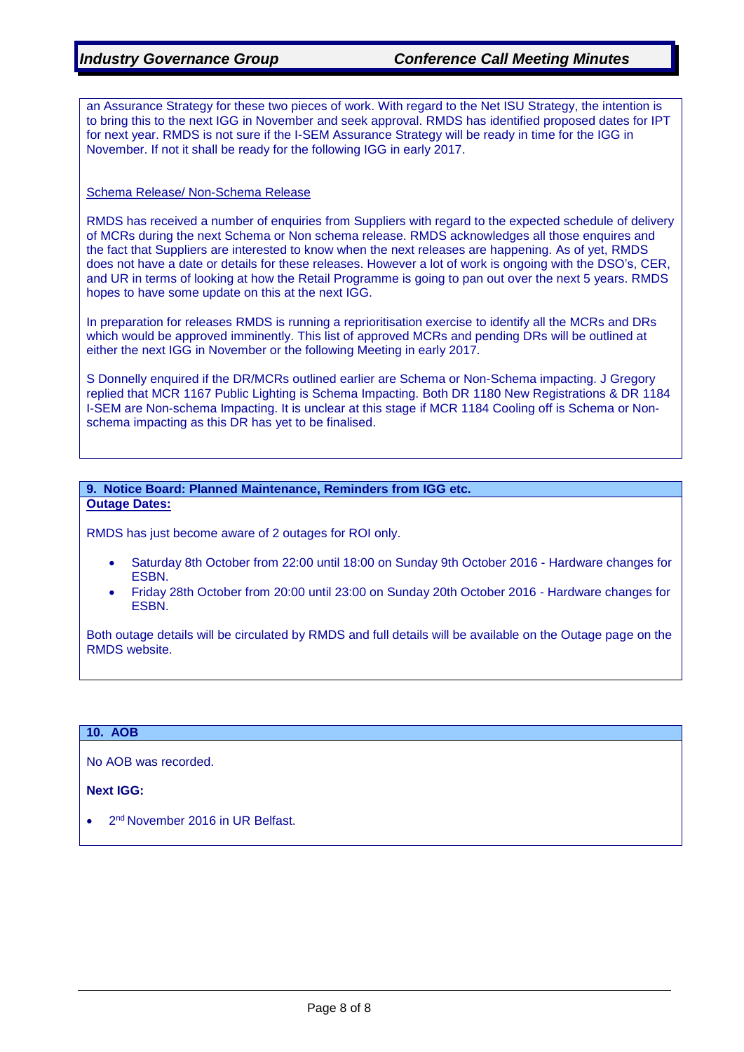an Assurance Strategy for these two pieces of work. With regard to the Net ISU Strategy, the intention is to bring this to the next IGG in November and seek approval. RMDS has identified proposed dates for IPT for next year. RMDS is not sure if the I-SEM Assurance Strategy will be ready in time for the IGG in November. If not it shall be ready for the following IGG in early 2017.

Schema Release/ Non-Schema Release

RMDS has received a number of enquiries from Suppliers with regard to the expected schedule of delivery of MCRs during the next Schema or Non schema release. RMDS acknowledges all those enquires and the fact that Suppliers are interested to know when the next releases are happening. As of yet, RMDS does not have a date or details for these releases. However a lot of work is ongoing with the DSO's, CER, and UR in terms of looking at how the Retail Programme is going to pan out over the next 5 years. RMDS hopes to have some update on this at the next IGG.

In preparation for releases RMDS is running a reprioritisation exercise to identify all the MCRs and DRs which would be approved imminently. This list of approved MCRs and pending DRs will be outlined at either the next IGG in November or the following Meeting in early 2017.

S Donnelly enquired if the DR/MCRs outlined earlier are Schema or Non-Schema impacting. J Gregory replied that MCR 1167 Public Lighting is Schema Impacting. Both DR 1180 New Registrations & DR 1184 I-SEM are Non-schema Impacting. It is unclear at this stage if MCR 1184 Cooling off is Schema or Non-schema impacting as this DR has yet to be finalised.

## 9. Notice Board: Planned Maintenance, Reminders from IGG etc.

**Outage Dates:**

RMDS has just become aware of 2 outages for ROI only.

- Saturday 8th October from 22:00 until 18:00 on Sunday 9th October 2016 - Hardware changes for ESBN.
- Friday 28th October from 20:00 until 23:00 on Sunday 20th October 2016 - Hardware changes for ESBN.

Both outage details will be circulated by RMDS and full details will be available on the Outage page on the RMDS website.

## 10. AOB

No AOB was recorded.

**Next IGG:**

- 2nd November 2016 in UR Belfast.